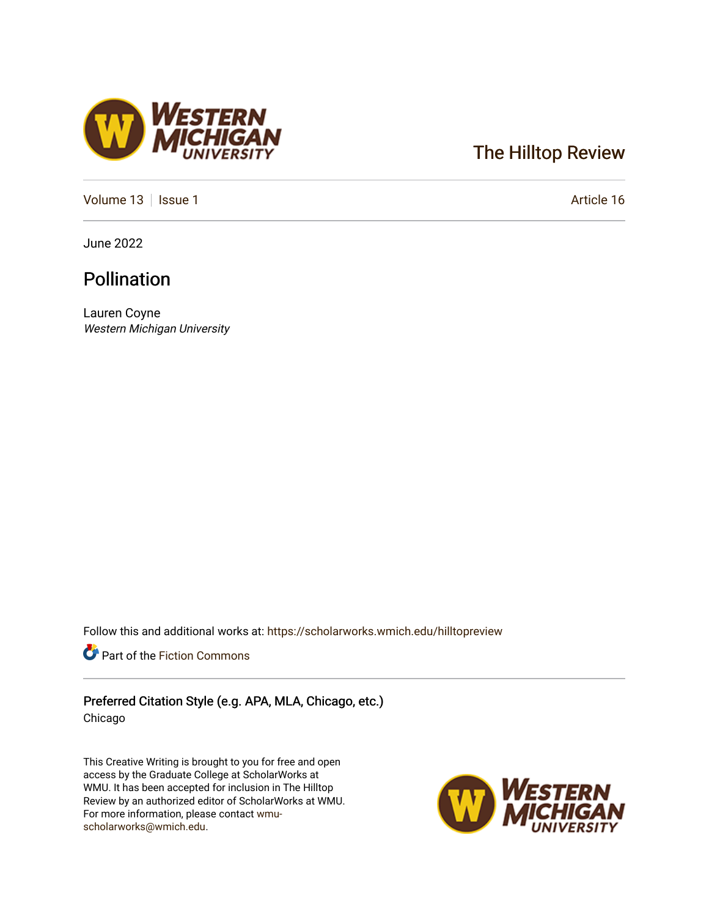The Hilltop Review

Volume 13 | Issue 1 | Article 16

June 2022

# Pollination

Lauren Coyne
*Western Michigan University*

Follow this and additional works at: https://scholarworks.wmich.edu/hilltopreview

Part of the Fiction Commons

**Preferred Citation Style (e.g. APA, MLA, Chicago, etc.)**
Chicago

This Creative Writing is brought to you for free and open access by the Graduate College at ScholarWorks at WMU. It has been accepted for inclusion in The Hilltop Review by an authorized editor of ScholarWorks at WMU. For more information, please contact wmu-scholarworks@wmich.edu.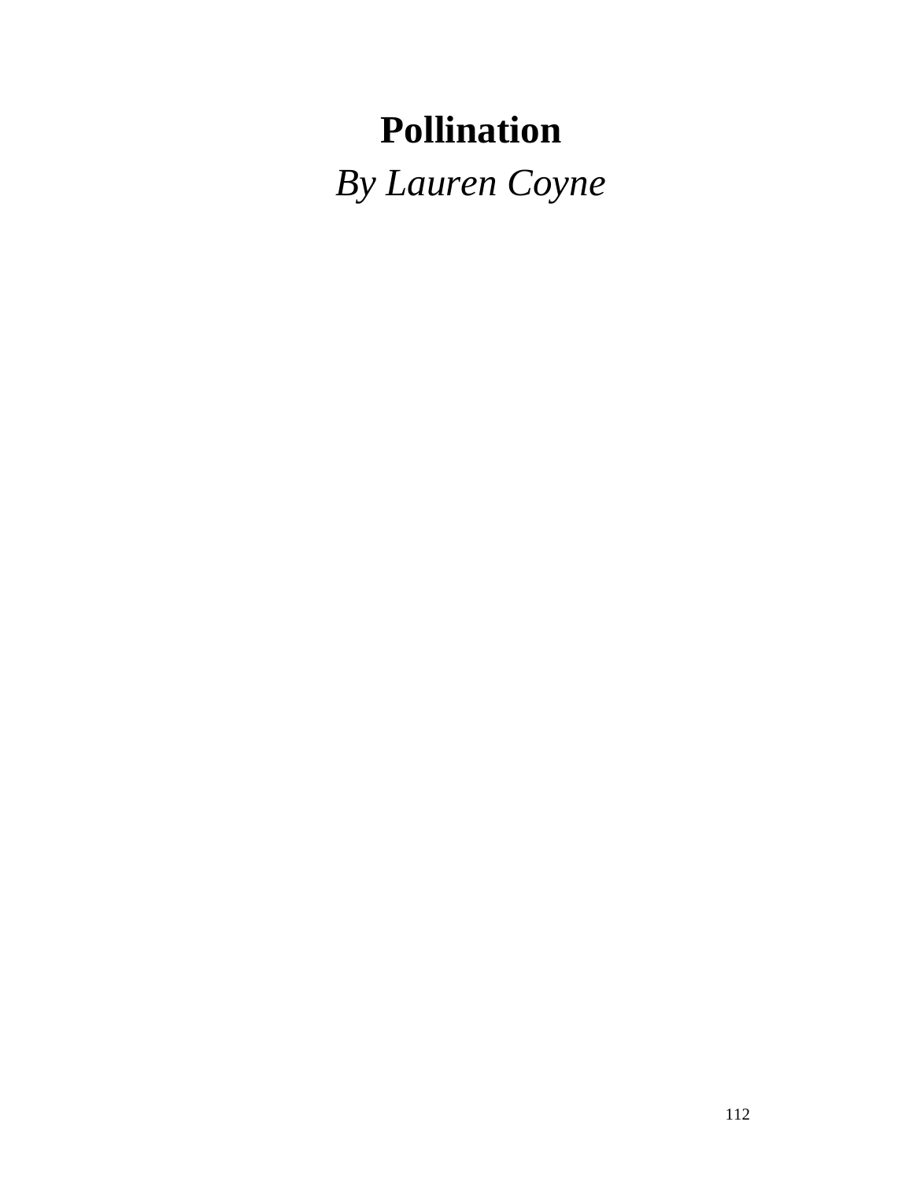# Pollination

*By Lauren Coyne*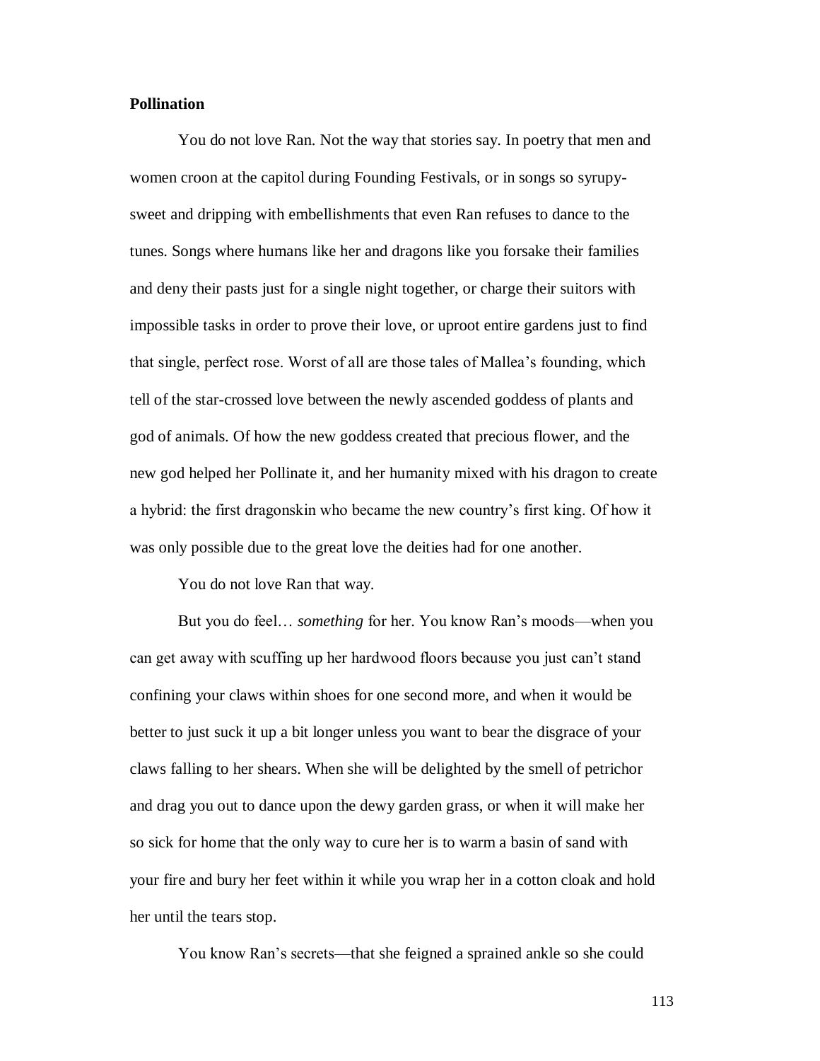**Pollination**

You do not love Ran. Not the way that stories say. In poetry that men and women croon at the capitol during Founding Festivals, or in songs so syrupy-sweet and dripping with embellishments that even Ran refuses to dance to the tunes. Songs where humans like her and dragons like you forsake their families and deny their pasts just for a single night together, or charge their suitors with impossible tasks in order to prove their love, or uproot entire gardens just to find that single, perfect rose. Worst of all are those tales of Mallea's founding, which tell of the star-crossed love between the newly ascended goddess of plants and god of animals. Of how the new goddess created that precious flower, and the new god helped her Pollinate it, and her humanity mixed with his dragon to create a hybrid: the first dragonskin who became the new country's first king. Of how it was only possible due to the great love the deities had for one another.

You do not love Ran that way.

But you do feel… *something* for her. You know Ran's moods—when you can get away with scuffing up her hardwood floors because you just can't stand confining your claws within shoes for one second more, and when it would be better to just suck it up a bit longer unless you want to bear the disgrace of your claws falling to her shears. When she will be delighted by the smell of petrichor and drag you out to dance upon the dewy garden grass, or when it will make her so sick for home that the only way to cure her is to warm a basin of sand with your fire and bury her feet within it while you wrap her in a cotton cloak and hold her until the tears stop.

You know Ran's secrets—that she feigned a sprained ankle so she could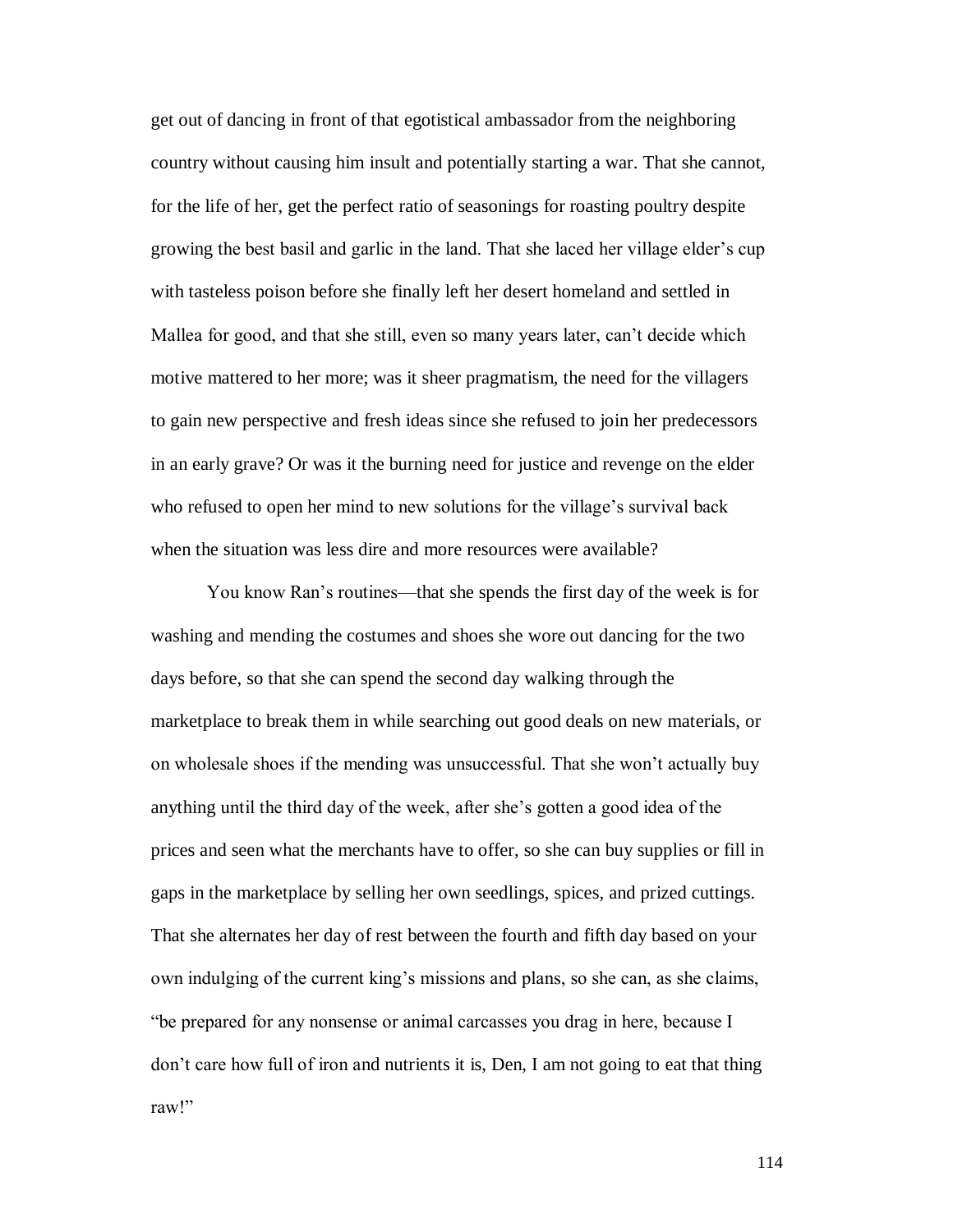get out of dancing in front of that egotistical ambassador from the neighboring country without causing him insult and potentially starting a war. That she cannot, for the life of her, get the perfect ratio of seasonings for roasting poultry despite growing the best basil and garlic in the land. That she laced her village elder's cup with tasteless poison before she finally left her desert homeland and settled in Mallea for good, and that she still, even so many years later, can't decide which motive mattered to her more; was it sheer pragmatism, the need for the villagers to gain new perspective and fresh ideas since she refused to join her predecessors in an early grave? Or was it the burning need for justice and revenge on the elder who refused to open her mind to new solutions for the village's survival back when the situation was less dire and more resources were available?

You know Ran's routines—that she spends the first day of the week is for washing and mending the costumes and shoes she wore out dancing for the two days before, so that she can spend the second day walking through the marketplace to break them in while searching out good deals on new materials, or on wholesale shoes if the mending was unsuccessful. That she won't actually buy anything until the third day of the week, after she's gotten a good idea of the prices and seen what the merchants have to offer, so she can buy supplies or fill in gaps in the marketplace by selling her own seedlings, spices, and prized cuttings. That she alternates her day of rest between the fourth and fifth day based on your own indulging of the current king's missions and plans, so she can, as she claims, "be prepared for any nonsense or animal carcasses you drag in here, because I don't care how full of iron and nutrients it is, Den, I am not going to eat that thing raw!"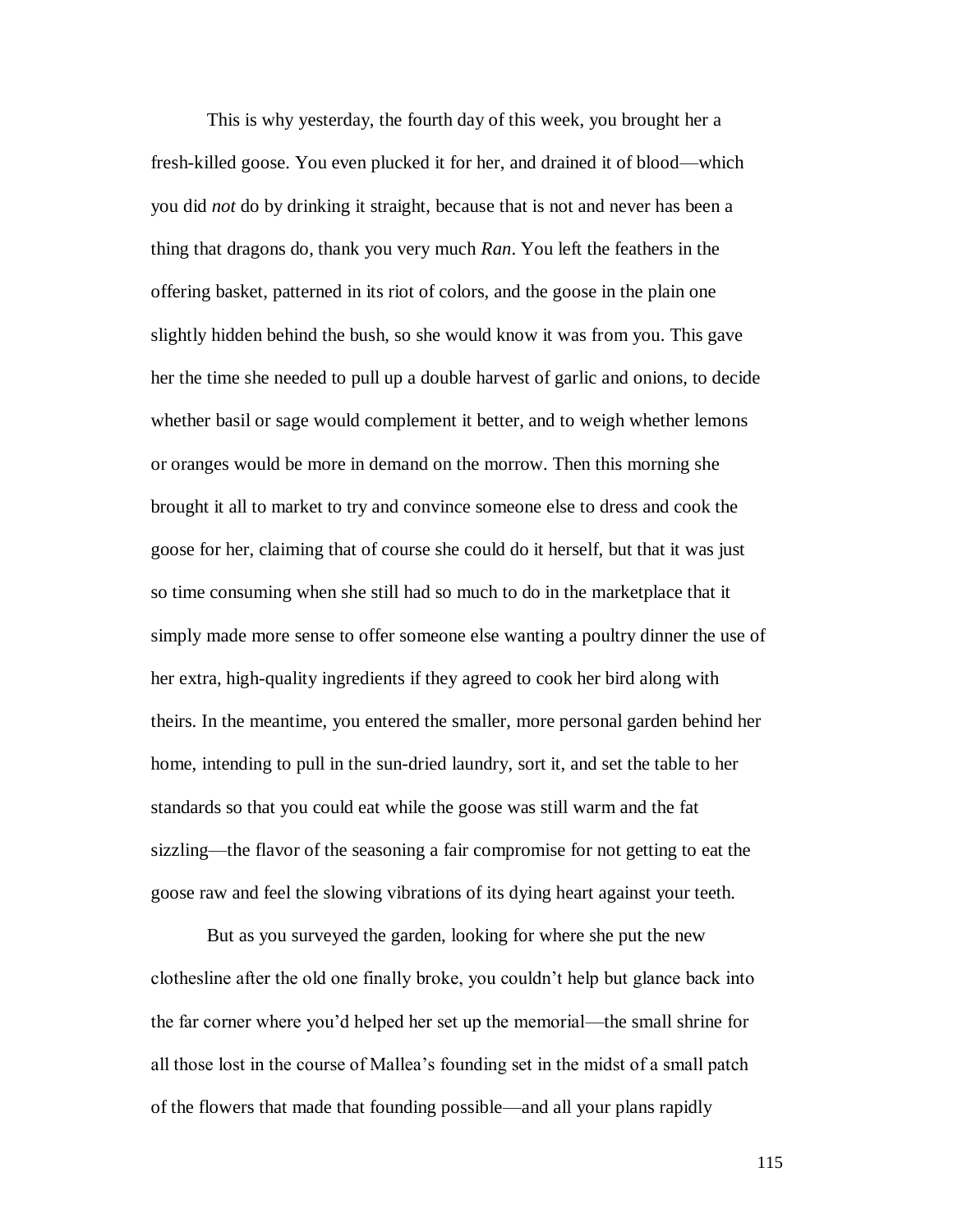This is why yesterday, the fourth day of this week, you brought her a fresh-killed goose. You even plucked it for her, and drained it of blood—which you did *not* do by drinking it straight, because that is not and never has been a thing that dragons do, thank you very much *Ran*. You left the feathers in the offering basket, patterned in its riot of colors, and the goose in the plain one slightly hidden behind the bush, so she would know it was from you. This gave her the time she needed to pull up a double harvest of garlic and onions, to decide whether basil or sage would complement it better, and to weigh whether lemons or oranges would be more in demand on the morrow. Then this morning she brought it all to market to try and convince someone else to dress and cook the goose for her, claiming that of course she could do it herself, but that it was just so time consuming when she still had so much to do in the marketplace that it simply made more sense to offer someone else wanting a poultry dinner the use of her extra, high-quality ingredients if they agreed to cook her bird along with theirs. In the meantime, you entered the smaller, more personal garden behind her home, intending to pull in the sun-dried laundry, sort it, and set the table to her standards so that you could eat while the goose was still warm and the fat sizzling—the flavor of the seasoning a fair compromise for not getting to eat the goose raw and feel the slowing vibrations of its dying heart against your teeth.

But as you surveyed the garden, looking for where she put the new clothesline after the old one finally broke, you couldn't help but glance back into the far corner where you'd helped her set up the memorial—the small shrine for all those lost in the course of Mallea's founding set in the midst of a small patch of the flowers that made that founding possible—and all your plans rapidly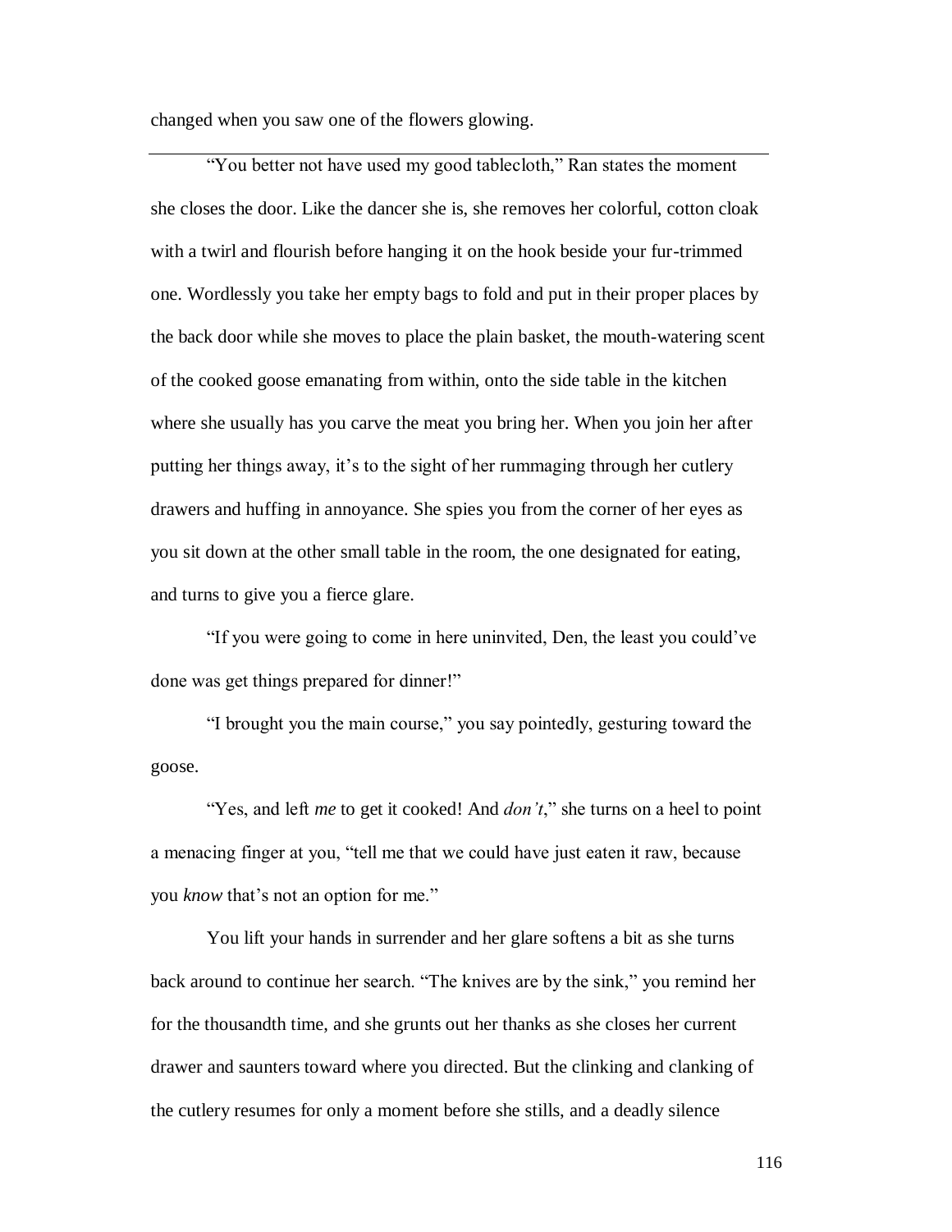changed when you saw one of the flowers glowing.

---

"You better not have used my good tablecloth," Ran states the moment she closes the door. Like the dancer she is, she removes her colorful, cotton cloak with a twirl and flourish before hanging it on the hook beside your fur-trimmed one. Wordlessly you take her empty bags to fold and put in their proper places by the back door while she moves to place the plain basket, the mouth-watering scent of the cooked goose emanating from within, onto the side table in the kitchen where she usually has you carve the meat you bring her. When you join her after putting her things away, it's to the sight of her rummaging through her cutlery drawers and huffing in annoyance. She spies you from the corner of her eyes as you sit down at the other small table in the room, the one designated for eating, and turns to give you a fierce glare.

"If you were going to come in here uninvited, Den, the least you could've done was get things prepared for dinner!"

"I brought you the main course," you say pointedly, gesturing toward the goose.

"Yes, and left *me* to get it cooked! And *don't*," she turns on a heel to point a menacing finger at you, "tell me that we could have just eaten it raw, because you *know* that's not an option for me."

You lift your hands in surrender and her glare softens a bit as she turns back around to continue her search. "The knives are by the sink," you remind her for the thousandth time, and she grunts out her thanks as she closes her current drawer and saunters toward where you directed. But the clinking and clanking of the cutlery resumes for only a moment before she stills, and a deadly silence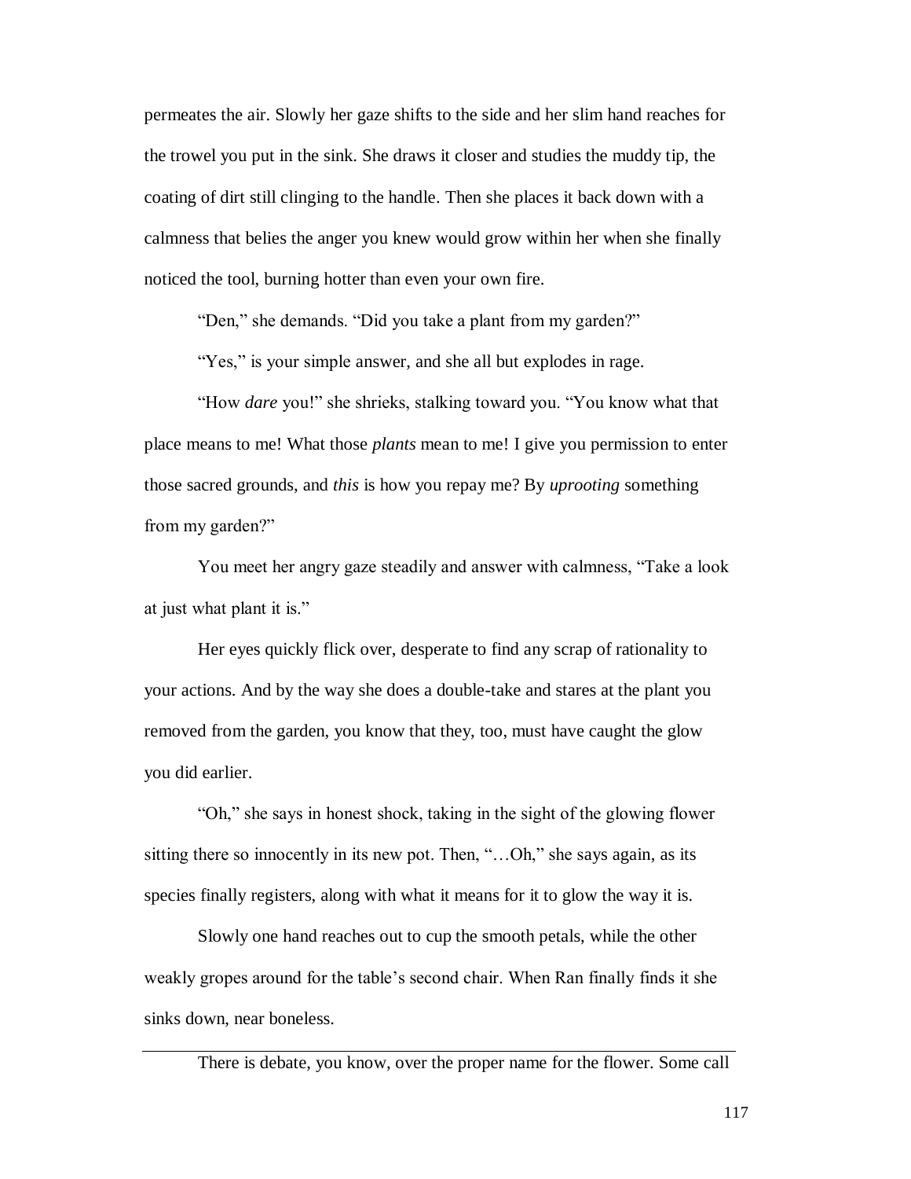permeates the air. Slowly her gaze shifts to the side and her slim hand reaches for the trowel you put in the sink. She draws it closer and studies the muddy tip, the coating of dirt still clinging to the handle. Then she places it back down with a calmness that belies the anger you knew would grow within her when she finally noticed the tool, burning hotter than even your own fire.

"Den," she demands. "Did you take a plant from my garden?"

"Yes," is your simple answer, and she all but explodes in rage.

"How *dare* you!" she shrieks, stalking toward you. "You know what that place means to me! What those *plants* mean to me! I give you permission to enter those sacred grounds, and *this* is how you repay me? By *uprooting* something from my garden?"

You meet her angry gaze steadily and answer with calmness, "Take a look at just what plant it is."

Her eyes quickly flick over, desperate to find any scrap of rationality to your actions. And by the way she does a double-take and stares at the plant you removed from the garden, you know that they, too, must have caught the glow you did earlier.

"Oh," she says in honest shock, taking in the sight of the glowing flower sitting there so innocently in its new pot. Then, "…Oh," she says again, as its species finally registers, along with what it means for it to glow the way it is.

Slowly one hand reaches out to cup the smooth petals, while the other weakly gropes around for the table's second chair. When Ran finally finds it she sinks down, near boneless.

---

There is debate, you know, over the proper name for the flower. Some call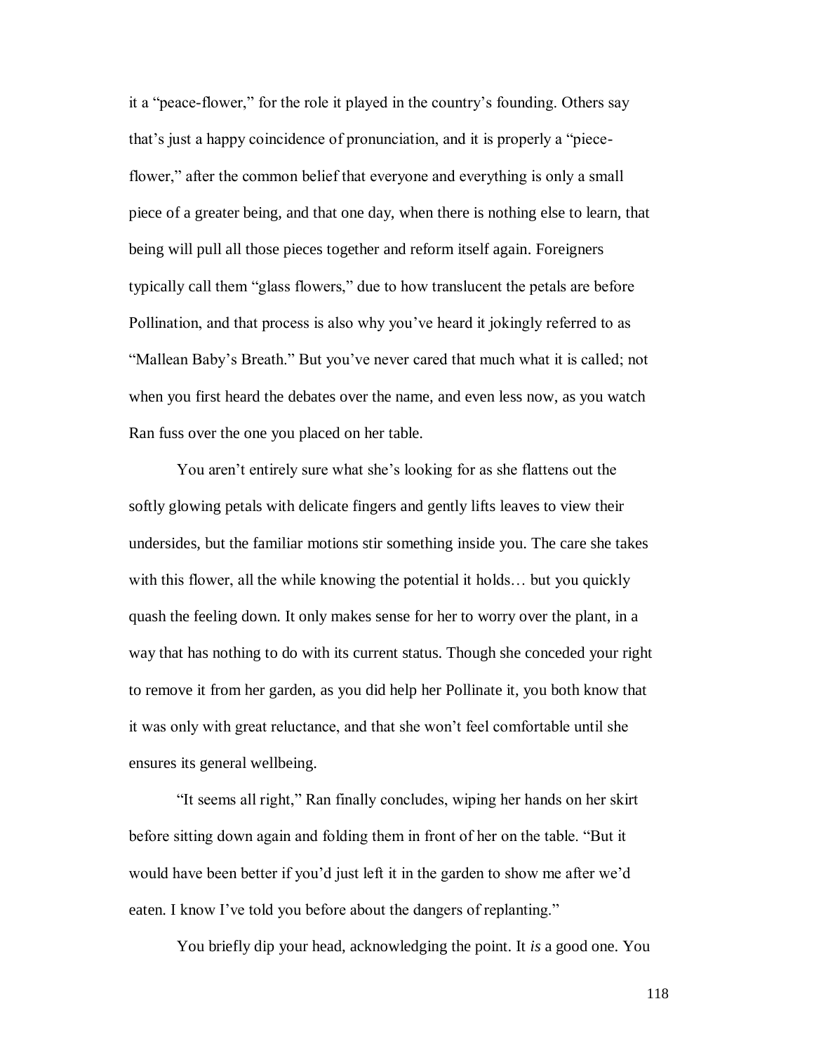it a "peace-flower," for the role it played in the country's founding. Others say that's just a happy coincidence of pronunciation, and it is properly a "piece-flower," after the common belief that everyone and everything is only a small piece of a greater being, and that one day, when there is nothing else to learn, that being will pull all those pieces together and reform itself again. Foreigners typically call them "glass flowers," due to how translucent the petals are before Pollination, and that process is also why you've heard it jokingly referred to as "Mallean Baby's Breath." But you've never cared that much what it is called; not when you first heard the debates over the name, and even less now, as you watch Ran fuss over the one you placed on her table.

You aren't entirely sure what she's looking for as she flattens out the softly glowing petals with delicate fingers and gently lifts leaves to view their undersides, but the familiar motions stir something inside you. The care she takes with this flower, all the while knowing the potential it holds… but you quickly quash the feeling down. It only makes sense for her to worry over the plant, in a way that has nothing to do with its current status. Though she conceded your right to remove it from her garden, as you did help her Pollinate it, you both know that it was only with great reluctance, and that she won't feel comfortable until she ensures its general wellbeing.

"It seems all right," Ran finally concludes, wiping her hands on her skirt before sitting down again and folding them in front of her on the table. "But it would have been better if you'd just left it in the garden to show me after we'd eaten. I know I've told you before about the dangers of replanting."

You briefly dip your head, acknowledging the point. It *is* a good one. You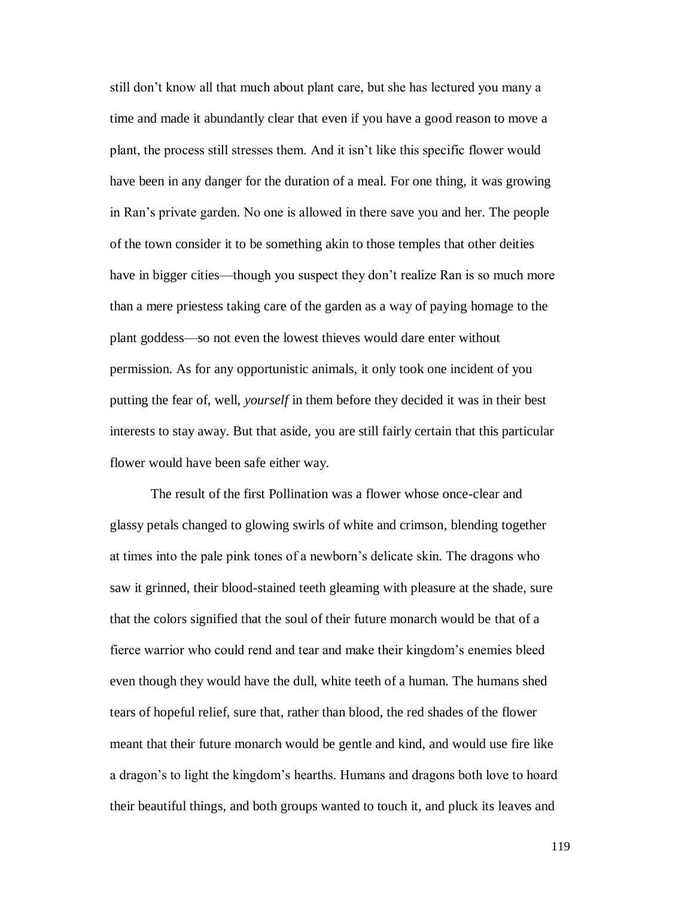still don't know all that much about plant care, but she has lectured you many a time and made it abundantly clear that even if you have a good reason to move a plant, the process still stresses them. And it isn't like this specific flower would have been in any danger for the duration of a meal. For one thing, it was growing in Ran's private garden. No one is allowed in there save you and her. The people of the town consider it to be something akin to those temples that other deities have in bigger cities—though you suspect they don't realize Ran is so much more than a mere priestess taking care of the garden as a way of paying homage to the plant goddess—so not even the lowest thieves would dare enter without permission. As for any opportunistic animals, it only took one incident of you putting the fear of, well, *yourself* in them before they decided it was in their best interests to stay away. But that aside, you are still fairly certain that this particular flower would have been safe either way.

The result of the first Pollination was a flower whose once-clear and glassy petals changed to glowing swirls of white and crimson, blending together at times into the pale pink tones of a newborn's delicate skin. The dragons who saw it grinned, their blood-stained teeth gleaming with pleasure at the shade, sure that the colors signified that the soul of their future monarch would be that of a fierce warrior who could rend and tear and make their kingdom's enemies bleed even though they would have the dull, white teeth of a human. The humans shed tears of hopeful relief, sure that, rather than blood, the red shades of the flower meant that their future monarch would be gentle and kind, and would use fire like a dragon's to light the kingdom's hearths. Humans and dragons both love to hoard their beautiful things, and both groups wanted to touch it, and pluck its leaves and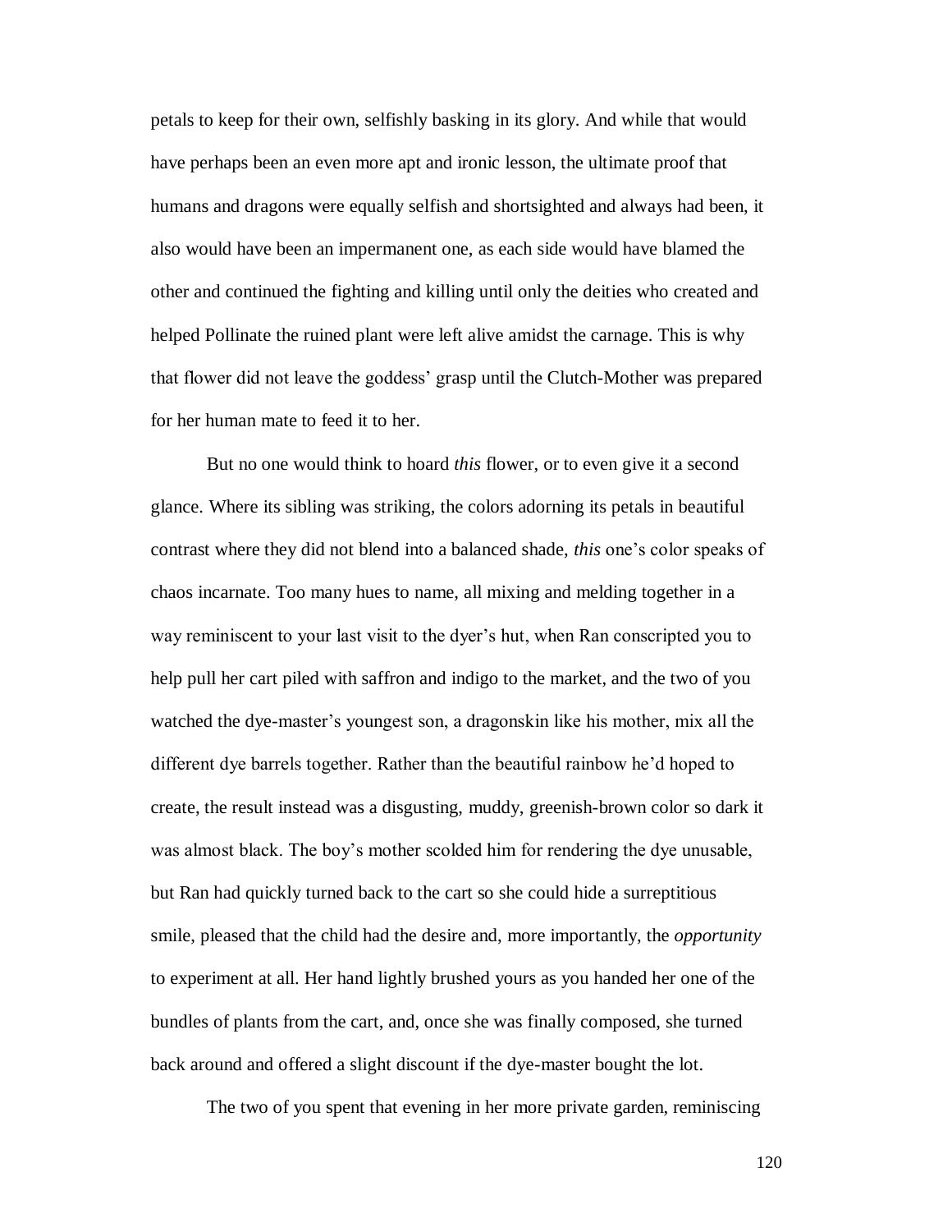petals to keep for their own, selfishly basking in its glory. And while that would have perhaps been an even more apt and ironic lesson, the ultimate proof that humans and dragons were equally selfish and shortsighted and always had been, it also would have been an impermanent one, as each side would have blamed the other and continued the fighting and killing until only the deities who created and helped Pollinate the ruined plant were left alive amidst the carnage. This is why that flower did not leave the goddess' grasp until the Clutch-Mother was prepared for her human mate to feed it to her.

But no one would think to hoard *this* flower, or to even give it a second glance. Where its sibling was striking, the colors adorning its petals in beautiful contrast where they did not blend into a balanced shade, *this* one's color speaks of chaos incarnate. Too many hues to name, all mixing and melding together in a way reminiscent to your last visit to the dyer's hut, when Ran conscripted you to help pull her cart piled with saffron and indigo to the market, and the two of you watched the dye-master's youngest son, a dragonskin like his mother, mix all the different dye barrels together. Rather than the beautiful rainbow he'd hoped to create, the result instead was a disgusting, muddy, greenish-brown color so dark it was almost black. The boy's mother scolded him for rendering the dye unusable, but Ran had quickly turned back to the cart so she could hide a surreptitious smile, pleased that the child had the desire and, more importantly, the *opportunity* to experiment at all. Her hand lightly brushed yours as you handed her one of the bundles of plants from the cart, and, once she was finally composed, she turned back around and offered a slight discount if the dye-master bought the lot.

The two of you spent that evening in her more private garden, reminiscing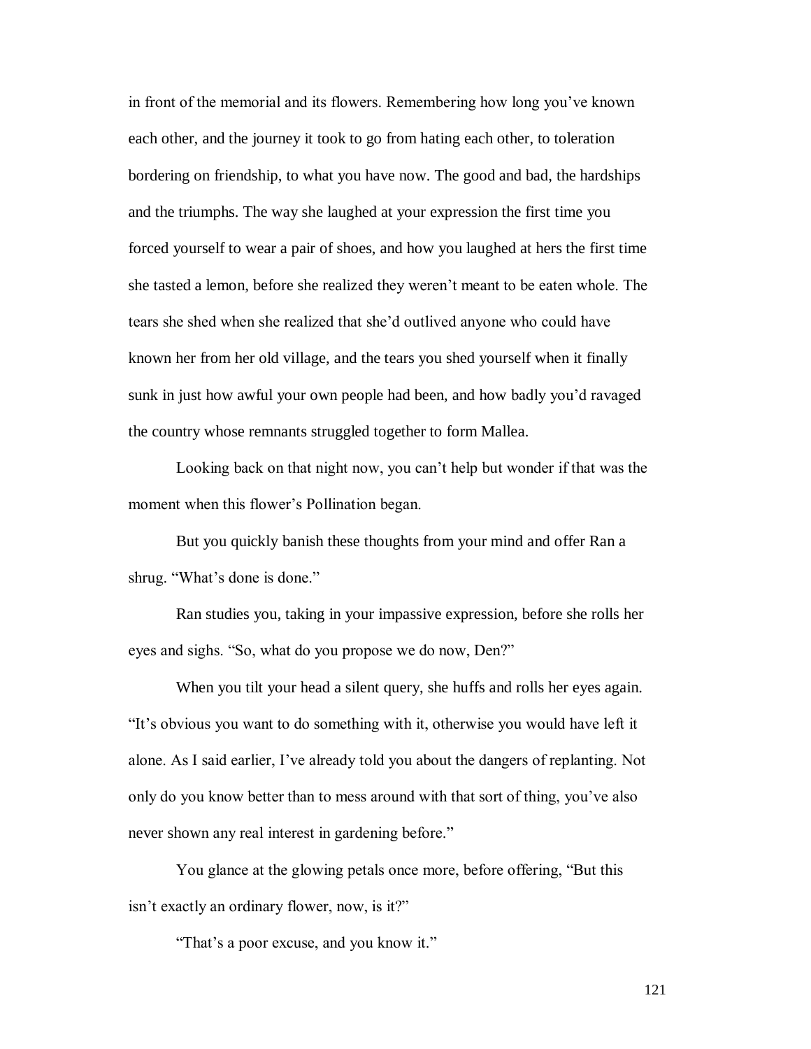in front of the memorial and its flowers. Remembering how long you've known each other, and the journey it took to go from hating each other, to toleration bordering on friendship, to what you have now. The good and bad, the hardships and the triumphs. The way she laughed at your expression the first time you forced yourself to wear a pair of shoes, and how you laughed at hers the first time she tasted a lemon, before she realized they weren't meant to be eaten whole. The tears she shed when she realized that she'd outlived anyone who could have known her from her old village, and the tears you shed yourself when it finally sunk in just how awful your own people had been, and how badly you'd ravaged the country whose remnants struggled together to form Mallea.

Looking back on that night now, you can't help but wonder if that was the moment when this flower's Pollination began.

But you quickly banish these thoughts from your mind and offer Ran a shrug. "What's done is done."

Ran studies you, taking in your impassive expression, before she rolls her eyes and sighs. "So, what do you propose we do now, Den?"

When you tilt your head a silent query, she huffs and rolls her eyes again. "It's obvious you want to do something with it, otherwise you would have left it alone. As I said earlier, I've already told you about the dangers of replanting. Not only do you know better than to mess around with that sort of thing, you've also never shown any real interest in gardening before."

You glance at the glowing petals once more, before offering, "But this isn't exactly an ordinary flower, now, is it?"

"That's a poor excuse, and you know it."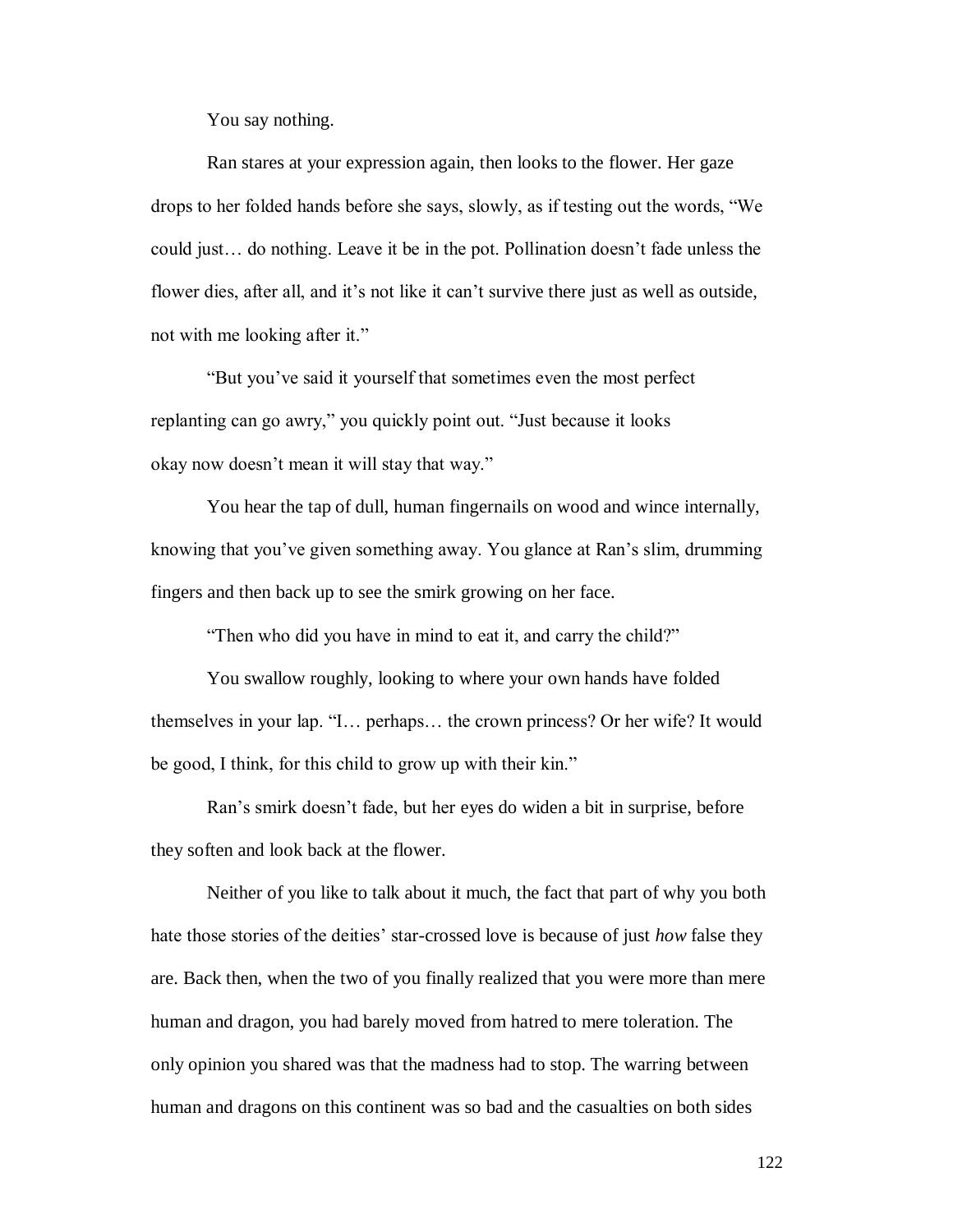You say nothing.

Ran stares at your expression again, then looks to the flower. Her gaze drops to her folded hands before she says, slowly, as if testing out the words, "We could just… do nothing. Leave it be in the pot. Pollination doesn't fade unless the flower dies, after all, and it's not like it can't survive there just as well as outside, not with me looking after it."

"But you've said it yourself that sometimes even the most perfect replanting can go awry," you quickly point out. "Just because it looks okay now doesn't mean it will stay that way."

You hear the tap of dull, human fingernails on wood and wince internally, knowing that you've given something away. You glance at Ran's slim, drumming fingers and then back up to see the smirk growing on her face.

"Then who did you have in mind to eat it, and carry the child?"

You swallow roughly, looking to where your own hands have folded themselves in your lap. "I… perhaps… the crown princess? Or her wife? It would be good, I think, for this child to grow up with their kin."

Ran's smirk doesn't fade, but her eyes do widen a bit in surprise, before they soften and look back at the flower.

Neither of you like to talk about it much, the fact that part of why you both hate those stories of the deities' star-crossed love is because of just *how* false they are. Back then, when the two of you finally realized that you were more than mere human and dragon, you had barely moved from hatred to mere toleration. The only opinion you shared was that the madness had to stop. The warring between human and dragons on this continent was so bad and the casualties on both sides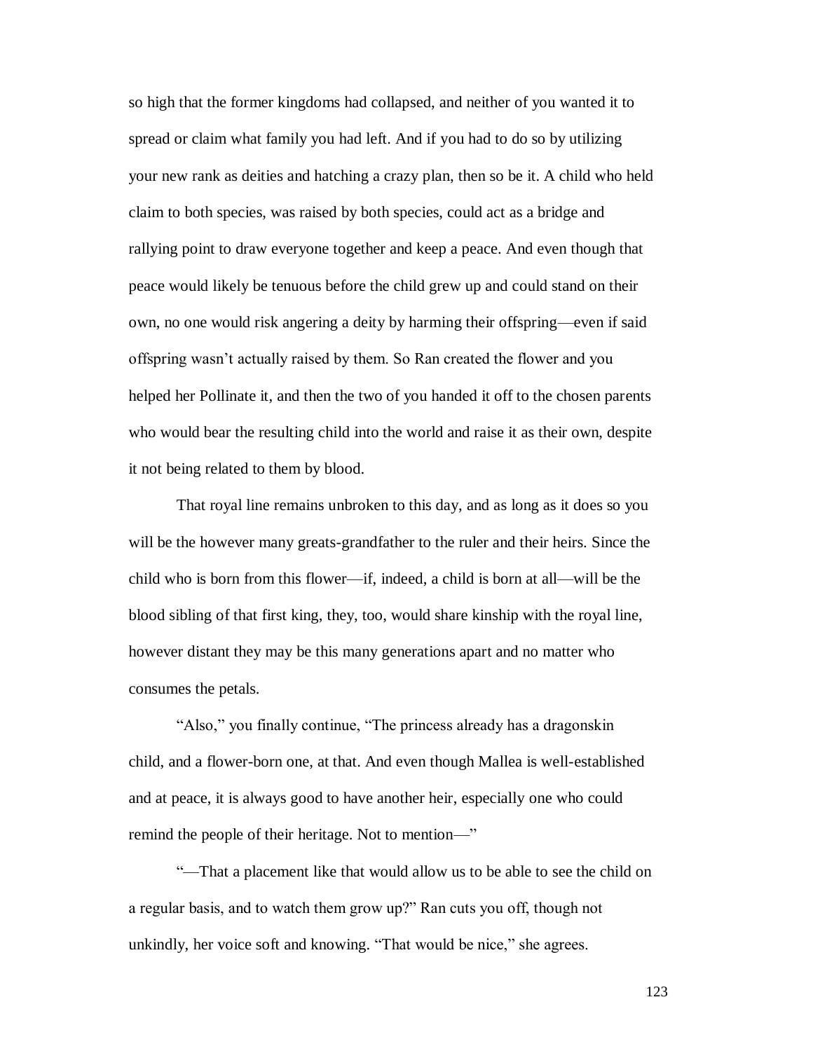so high that the former kingdoms had collapsed, and neither of you wanted it to spread or claim what family you had left. And if you had to do so by utilizing your new rank as deities and hatching a crazy plan, then so be it. A child who held claim to both species, was raised by both species, could act as a bridge and rallying point to draw everyone together and keep a peace. And even though that peace would likely be tenuous before the child grew up and could stand on their own, no one would risk angering a deity by harming their offspring—even if said offspring wasn't actually raised by them. So Ran created the flower and you helped her Pollinate it, and then the two of you handed it off to the chosen parents who would bear the resulting child into the world and raise it as their own, despite it not being related to them by blood.

That royal line remains unbroken to this day, and as long as it does so you will be the however many greats-grandfather to the ruler and their heirs. Since the child who is born from this flower—if, indeed, a child is born at all—will be the blood sibling of that first king, they, too, would share kinship with the royal line, however distant they may be this many generations apart and no matter who consumes the petals.

"Also," you finally continue, "The princess already has a dragonskin child, and a flower-born one, at that. And even though Mallea is well-established and at peace, it is always good to have another heir, especially one who could remind the people of their heritage. Not to mention—"

"—That a placement like that would allow us to be able to see the child on a regular basis, and to watch them grow up?" Ran cuts you off, though not unkindly, her voice soft and knowing. "That would be nice," she agrees.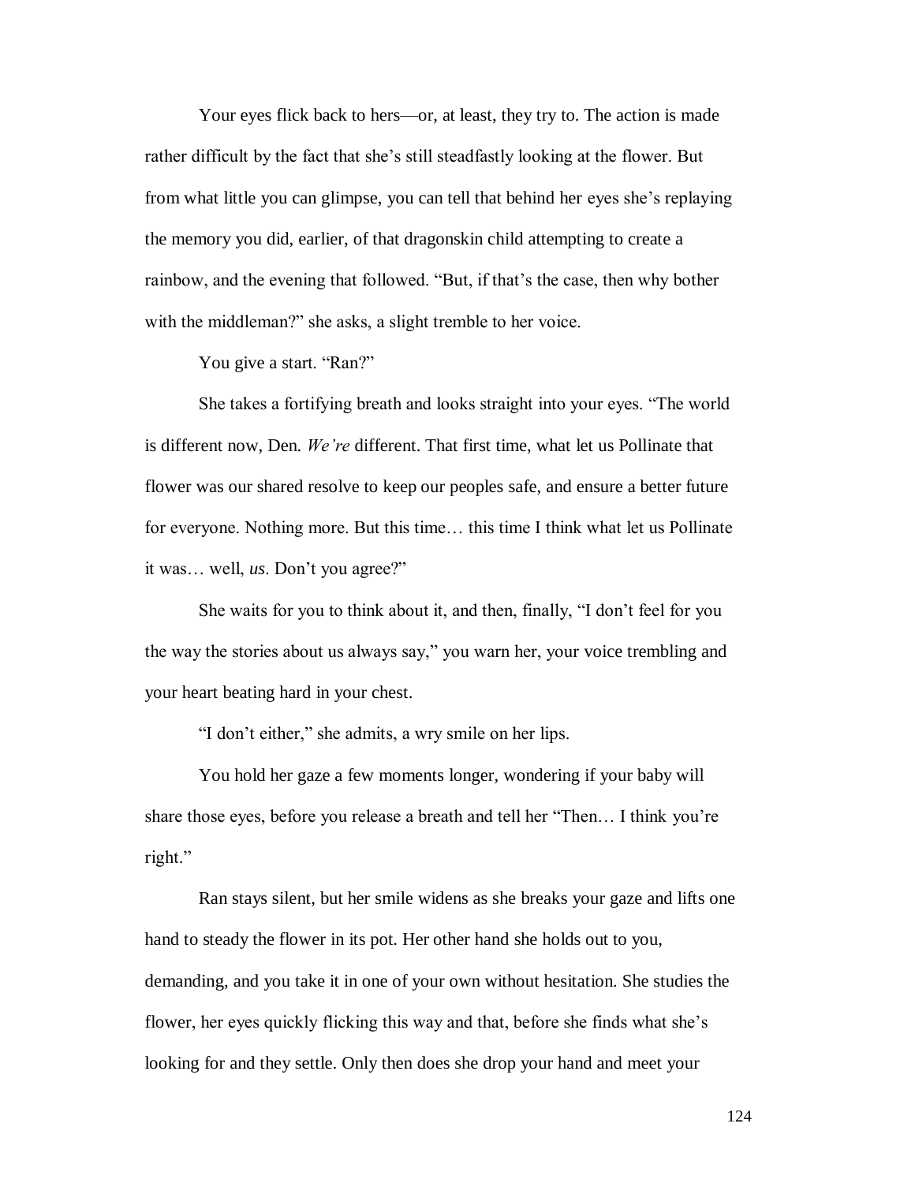Your eyes flick back to hers—or, at least, they try to. The action is made rather difficult by the fact that she's still steadfastly looking at the flower. But from what little you can glimpse, you can tell that behind her eyes she's replaying the memory you did, earlier, of that dragonskin child attempting to create a rainbow, and the evening that followed. "But, if that's the case, then why bother with the middleman?" she asks, a slight tremble to her voice.

You give a start. "Ran?"

She takes a fortifying breath and looks straight into your eyes. "The world is different now, Den. *We're* different. That first time, what let us Pollinate that flower was our shared resolve to keep our peoples safe, and ensure a better future for everyone. Nothing more. But this time… this time I think what let us Pollinate it was… well, *us*. Don't you agree?"

She waits for you to think about it, and then, finally, "I don't feel for you the way the stories about us always say," you warn her, your voice trembling and your heart beating hard in your chest.

"I don't either," she admits, a wry smile on her lips.

You hold her gaze a few moments longer, wondering if your baby will share those eyes, before you release a breath and tell her "Then… I think you're right."

Ran stays silent, but her smile widens as she breaks your gaze and lifts one hand to steady the flower in its pot. Her other hand she holds out to you, demanding, and you take it in one of your own without hesitation. She studies the flower, her eyes quickly flicking this way and that, before she finds what she's looking for and they settle. Only then does she drop your hand and meet your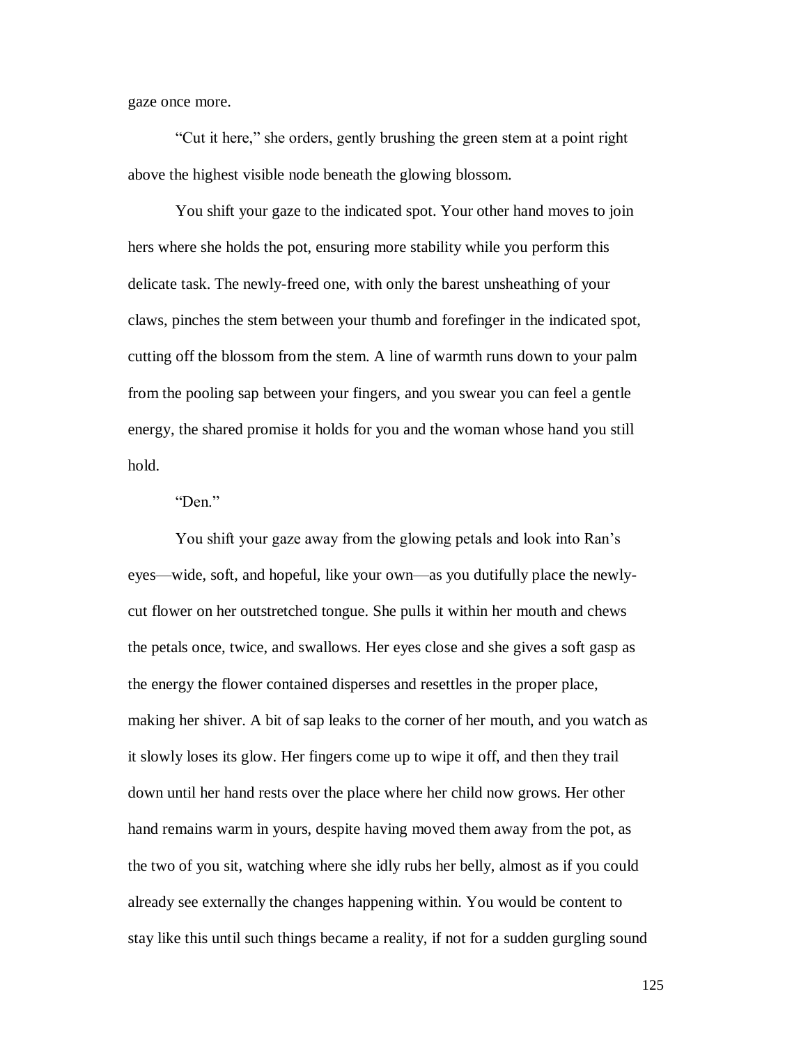gaze once more.

"Cut it here," she orders, gently brushing the green stem at a point right above the highest visible node beneath the glowing blossom.

You shift your gaze to the indicated spot. Your other hand moves to join hers where she holds the pot, ensuring more stability while you perform this delicate task. The newly-freed one, with only the barest unsheathing of your claws, pinches the stem between your thumb and forefinger in the indicated spot, cutting off the blossom from the stem. A line of warmth runs down to your palm from the pooling sap between your fingers, and you swear you can feel a gentle energy, the shared promise it holds for you and the woman whose hand you still hold.

"Den."

You shift your gaze away from the glowing petals and look into Ran's eyes—wide, soft, and hopeful, like your own—as you dutifully place the newly-cut flower on her outstretched tongue. She pulls it within her mouth and chews the petals once, twice, and swallows. Her eyes close and she gives a soft gasp as the energy the flower contained disperses and resettles in the proper place, making her shiver. A bit of sap leaks to the corner of her mouth, and you watch as it slowly loses its glow. Her fingers come up to wipe it off, and then they trail down until her hand rests over the place where her child now grows. Her other hand remains warm in yours, despite having moved them away from the pot, as the two of you sit, watching where she idly rubs her belly, almost as if you could already see externally the changes happening within. You would be content to stay like this until such things became a reality, if not for a sudden gurgling sound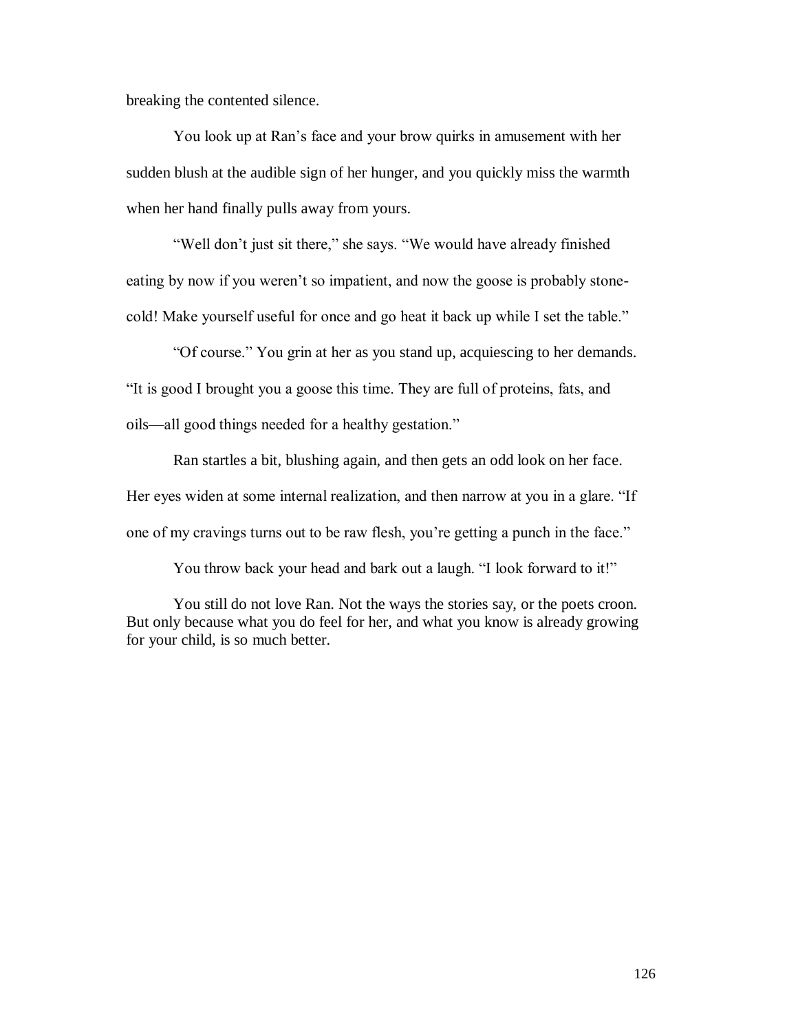breaking the contented silence.

You look up at Ran's face and your brow quirks in amusement with her sudden blush at the audible sign of her hunger, and you quickly miss the warmth when her hand finally pulls away from yours.

"Well don't just sit there," she says. "We would have already finished eating by now if you weren't so impatient, and now the goose is probably stone-cold! Make yourself useful for once and go heat it back up while I set the table."

"Of course." You grin at her as you stand up, acquiescing to her demands. "It is good I brought you a goose this time. They are full of proteins, fats, and oils—all good things needed for a healthy gestation."

Ran startles a bit, blushing again, and then gets an odd look on her face. Her eyes widen at some internal realization, and then narrow at you in a glare. "If one of my cravings turns out to be raw flesh, you're getting a punch in the face."

You throw back your head and bark out a laugh. "I look forward to it!"

You still do not love Ran. Not the ways the stories say, or the poets croon. But only because what you do feel for her, and what you know is already growing for your child, is so much better.